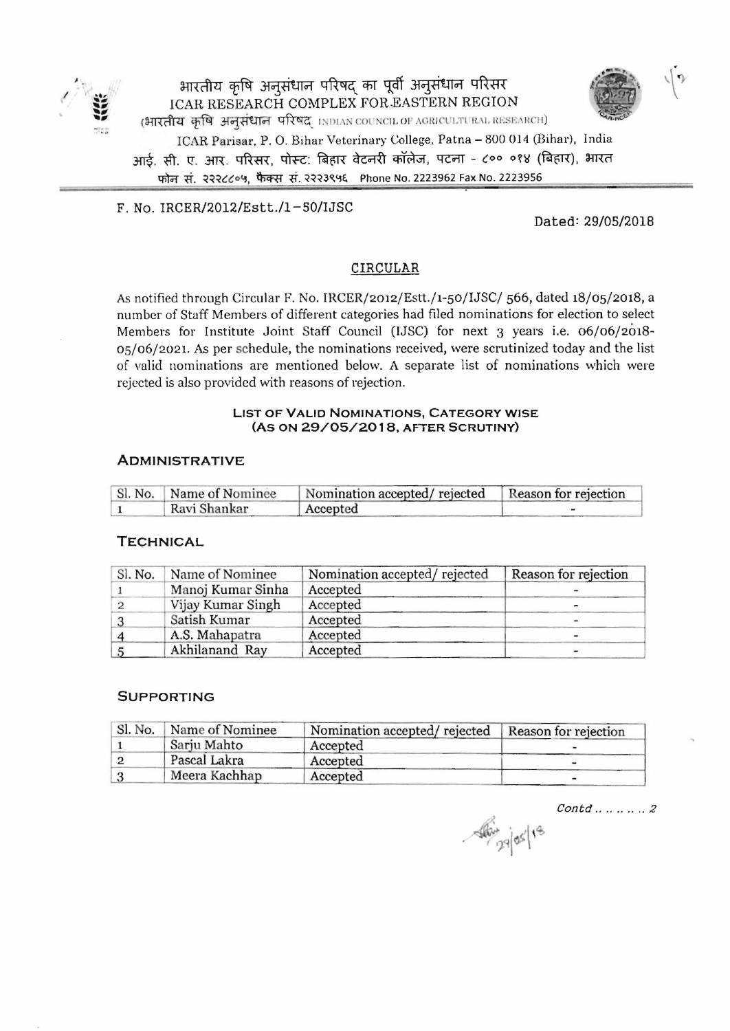भारतीय कृषि अनुसंधान परिषद् का पूर्वी अनुसंधान परिसर
ICAR RESEARCH COMPLEX FOR EASTERN REGION
(भारतीय कृषि अनुसंधान परिषद् INDIAN COUNCIL OF AGRICULTURAL RESEARCH)
ICAR Parisar, P. O. Bihar Veterinary College, Patna – 800 014 (Bihar), India
आई. सी. ए. आर. परिसर, पोस्ट: बिहार वेटनरी कॉलेज, पटना - ८०० ०१४ (बिहार), भारत
फोन सं. २२२८८०५, फैक्स सं. २२२३९५६ Phone No. 2223962 Fax No. 2223956

F. No. IRCER/2012/Estt./1-50/IJSC

Dated: 29/05/2018

## CIRCULAR

As notified through Circular F. No. IRCER/2012/Estt./1-50/IJSC/ 566, dated 18/05/2018, a number of Staff Members of different categories had filed nominations for election to select Members for Institute Joint Staff Council (IJSC) for next 3 years i.e. 06/06/2018-05/06/2021. As per schedule, the nominations received, were scrutinized today and the list of valid nominations are mentioned below. A separate list of nominations which were rejected is also provided with reasons of rejection.

### LIST OF VALID NOMINATIONS, CATEGORY WISE (AS ON 29/05/2018, AFTER SCRUTINY)

### ADMINISTRATIVE

| Sl. No. | Name of Nominee | Nomination accepted/ rejected | Reason for rejection |
|---|---|---|---|
| 1 | Ravi Shankar | Accepted | - |

### TECHNICAL

| Sl. No. | Name of Nominee | Nomination accepted/ rejected | Reason for rejection |
|---|---|---|---|
| 1 | Manoj Kumar Sinha | Accepted | - |
| 2 | Vijay Kumar Singh | Accepted | - |
| 3 | Satish Kumar | Accepted | - |
| 4 | A.S. Mahapatra | Accepted | - |
| 5 | Akhilanand Ray | Accepted | - |

### SUPPORTING

| Sl. No. | Name of Nominee | Nomination accepted/ rejected | Reason for rejection |
|---|---|---|---|
| 1 | Sarju Mahto | Accepted | - |
| 2 | Pascal Lakra | Accepted | - |
| 3 | Meera Kachhap | Accepted | - |

*Contd .. .. .. .. 2*

29/05/18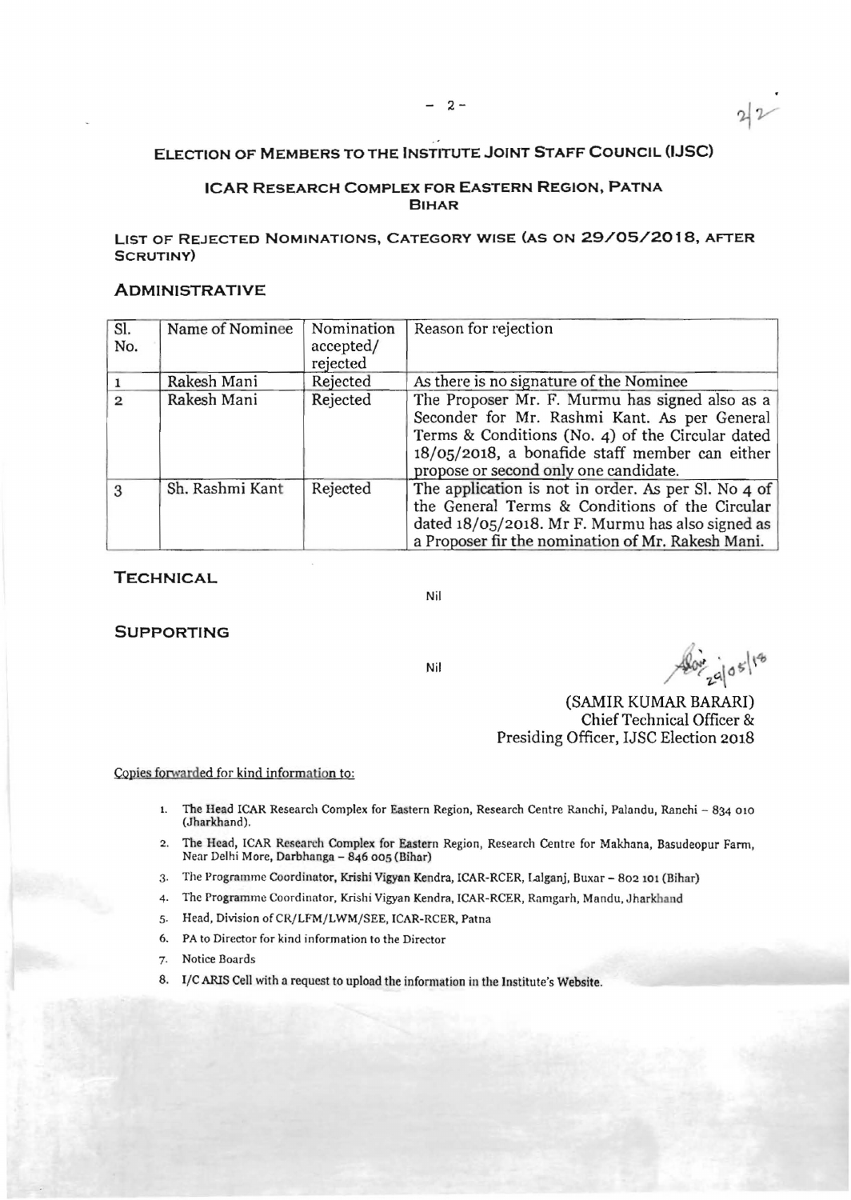## ELECTION OF MEMBERS TO THE INSTITUTE JOINT STAFF COUNCIL (IJSC)

### ICAR RESEARCH COMPLEX FOR EASTERN REGION, PATNA BIHAR

**LIST OF REJECTED NOMINATIONS, CATEGORY WISE (AS ON 29/05/2018, AFTER SCRUTINY)**

### ADMINISTRATIVE

| Sl. No. | Name of Nominee | Nomination accepted/ rejected | Reason for rejection |
|---|---|---|---|
| 1 | Rakesh Mani | Rejected | As there is no signature of the Nominee |
| 2 | Rakesh Mani | Rejected | The Proposer Mr. F. Murmu has signed also as a Seconder for Mr. Rashmi Kant. As per General Terms & Conditions (No. 4) of the Circular dated 18/05/2018, a bonafide staff member can either propose or second only one candidate. |
| 3 | Sh. Rashmi Kant | Rejected | The application is not in order. As per Sl. No 4 of the General Terms & Conditions of the Circular dated 18/05/2018. Mr F. Murmu has also signed as a Proposer fir the nomination of Mr. Rakesh Mani. |

### TECHNICAL

Nil

### SUPPORTING

Nil

29/05/18

(SAMIR KUMAR BARARI)
Chief Technical Officer &
Presiding Officer, IJSC Election 2018

Copies forwarded for kind information to:

1. The Head ICAR Research Complex for Eastern Region, Research Centre Ranchi, Palandu, Ranchi – 834 010 (Jharkhand).
2. The Head, ICAR Research Complex for Eastern Region, Research Centre for Makhana, Basudeopur Farm, Near Delhi More, Darbhanga – 846 005 (Bihar)
3. The Programme Coordinator, Krishi Vigyan Kendra, ICAR-RCER, Lalganj, Buxar – 802 101 (Bihar)
4. The Programme Coordinator, Krishi Vigyan Kendra, ICAR-RCER, Ramgarh, Mandu, Jharkhand
5. Head, Division of CR/LFM/LWM/SEE, ICAR-RCER, Patna
6. PA to Director for kind information to the Director
7. Notice Boards
8. I/C ARIS Cell with a request to upload the information in the Institute's Website.